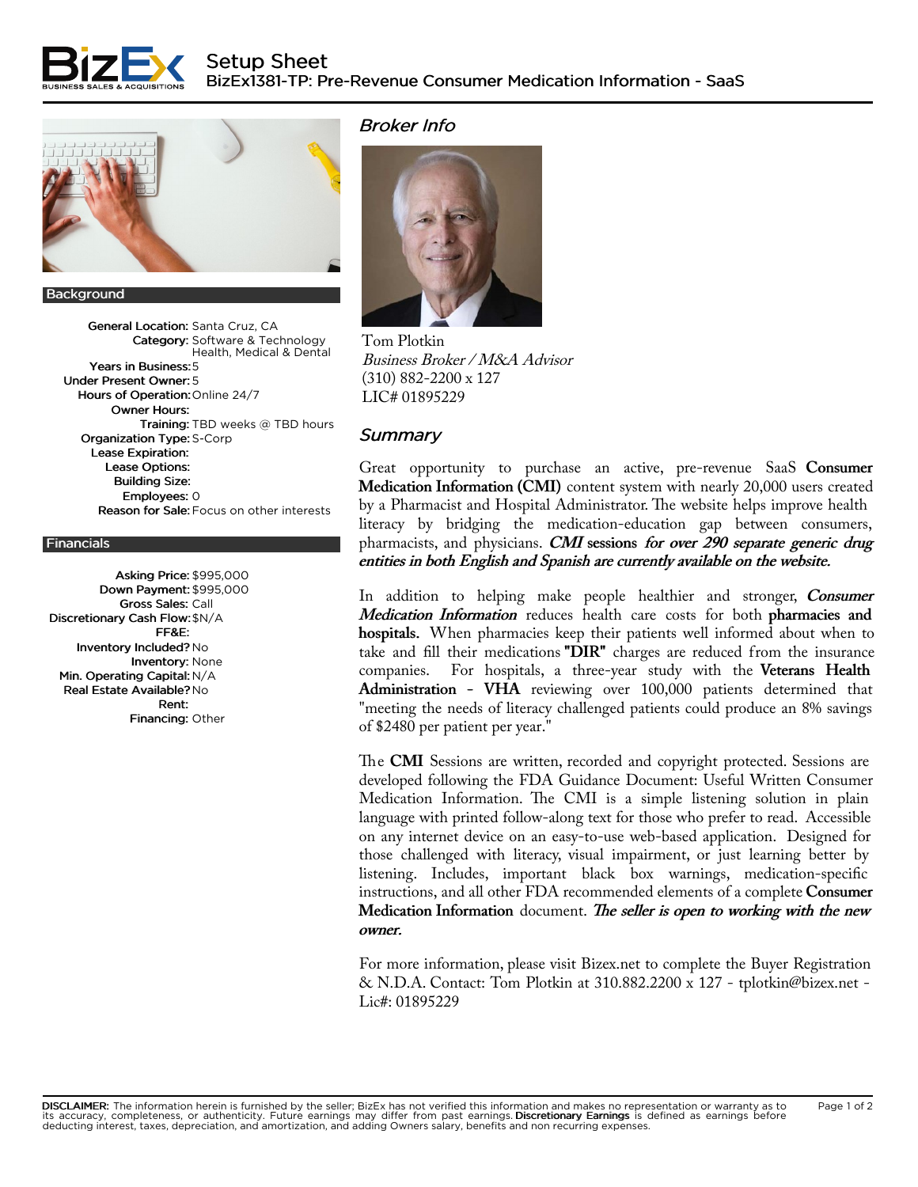# Setup Sheet

## BizEx1381-TP: Pre-Revenue Consumer Medication Information - SaaS

### Background

| | |
|---|---|
| **General Location:** | Santa Cruz, CA |
| **Category:** | Software & Technology Health, Medical & Dental |
| **Years in Business:** | 5 |
| **Under Present Owner:** | 5 |
| **Hours of Operation:** | Online 24/7 |
| **Owner Hours:** | |
| **Training:** | TBD weeks @ TBD hours |
| **Organization Type:** | S-Corp |
| **Lease Expiration:** | |
| **Lease Options:** | |
| **Building Size:** | |
| **Employees:** | 0 |
| **Reason for Sale:** | Focus on other interests |

### Financials

| | |
|---|---|
| **Asking Price:** | $995,000 |
| **Down Payment:** | $995,000 |
| **Gross Sales:** | Call |
| **Discretionary Cash Flow:** | $N/A |
| **FF&E:** | |
| **Inventory Included?** | No |
| **Inventory:** | None |
| **Min. Operating Capital:** | N/A |
| **Real Estate Available?** | No |
| **Rent:** | |
| **Financing:** | Other |

### Broker Info

Tom Plotkin
*Business Broker / M&A Advisor*
(310) 882-2200 x 127
LIC# 01895229

### Summary

Great opportunity to purchase an active, pre-revenue SaaS **Consumer Medication Information (CMI)** content system with nearly 20,000 users created by a Pharmacist and Hospital Administrator. The website helps improve health literacy by bridging the medication-education gap between consumers, pharmacists, and physicians. ***CMI* sessions *for over 290 separate generic drug entities in both English and Spanish are currently available on the website.***

In addition to helping make people healthier and stronger, ***Consumer Medication Information*** reduces health care costs for both **pharmacies and hospitals.** When pharmacies keep their patients well informed about when to take and fill their medications **"DIR"** charges are reduced from the insurance companies. For hospitals, a three-year study with the **Veterans Health Administration - VHA** reviewing over 100,000 patients determined that "meeting the needs of literacy challenged patients could produce an 8% savings of $2480 per patient per year."

The **CMI** Sessions are written, recorded and copyright protected. Sessions are developed following the FDA Guidance Document: Useful Written Consumer Medication Information. The CMI is a simple listening solution in plain language with printed follow-along text for those who prefer to read. Accessible on any internet device on an easy-to-use web-based application. Designed for those challenged with literacy, visual impairment, or just learning better by listening. Includes, important black box warnings, medication-specific instructions, and all other FDA recommended elements of a complete **Consumer Medication Information** document. ***The seller is open to working with the new owner.***

For more information, please visit Bizex.net to complete the Buyer Registration & N.D.A. Contact: Tom Plotkin at 310.882.2200 x 127 - tplotkin@bizex.net - Lic#: 01895229

**DISCLAIMER:** The information herein is furnished by the seller; BizEx has not verified this information and makes no representation or warranty as to its accuracy, completeness, or authenticity. Future earnings may differ from past earnings. **Discretionary Earnings** is defined as earnings before deducting interest, taxes, depreciation, and amortization, and adding Owners salary, benefits and non recurring expenses.